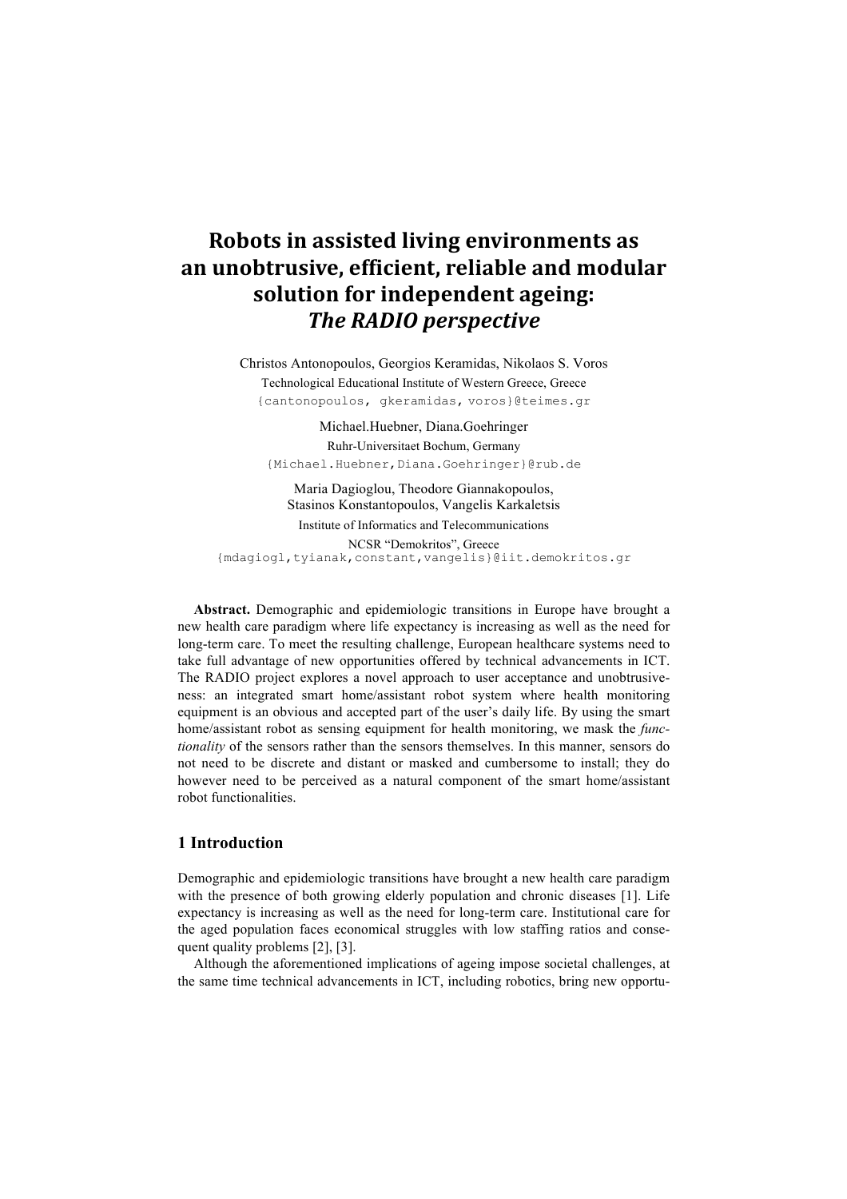# Robots in assisted living environments as an unobtrusive, efficient, reliable and modular solution for independent ageing: *The RADIO perspective*

Christos Antonopoulos, Georgios Keramidas, Nikolaos S. Voros  
Technological Educational Institute of Western Greece, Greece  
{cantonopoulos, gkeramidas, voros}@teimes.gr

Michael.Huebner, Diana.Goehringer  
Ruhr-Universitaet Bochum, Germany  
{Michael.Huebner,Diana.Goehringer}@rub.de

Maria Dagioglou, Theodore Giannakopoulos,  
Stasinos Konstantopoulos, Vangelis Karkaletsis  
Institute of Informatics and Telecommunications  
NCSR "Demokritos", Greece  
{mdagiogl,tyianak,constant,vangelis}@iit.demokritos.gr

**Abstract.** Demographic and epidemiologic transitions in Europe have brought a new health care paradigm where life expectancy is increasing as well as the need for long-term care. To meet the resulting challenge, European healthcare systems need to take full advantage of new opportunities offered by technical advancements in ICT. The RADIO project explores a novel approach to user acceptance and unobtrusiveness: an integrated smart home/assistant robot system where health monitoring equipment is an obvious and accepted part of the user's daily life. By using the smart home/assistant robot as sensing equipment for health monitoring, we mask the *functionality* of the sensors rather than the sensors themselves. In this manner, sensors do not need to be discrete and distant or masked and cumbersome to install; they do however need to be perceived as a natural component of the smart home/assistant robot functionalities.

## 1 Introduction

Demographic and epidemiologic transitions have brought a new health care paradigm with the presence of both growing elderly population and chronic diseases [1]. Life expectancy is increasing as well as the need for long-term care. Institutional care for the aged population faces economical struggles with low staffing ratios and consequent quality problems [2], [3].

Although the aforementioned implications of ageing impose societal challenges, at the same time technical advancements in ICT, including robotics, bring new opportu-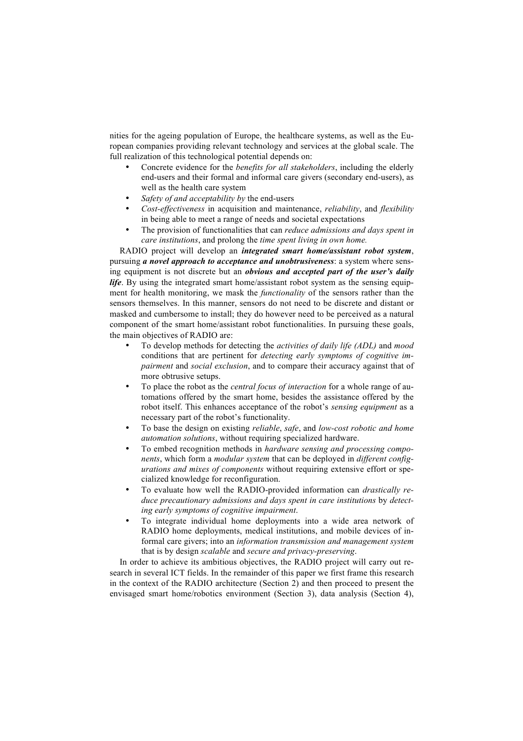nities for the ageing population of Europe, the healthcare systems, as well as the European companies providing relevant technology and services at the global scale. The full realization of this technological potential depends on:

- Concrete evidence for the *benefits for all stakeholders*, including the elderly end-users and their formal and informal care givers (secondary end-users), as well as the health care system
- *Safety of and acceptability by* the end-users
- *Cost-effectiveness* in acquisition and maintenance, *reliability*, and *flexibility* in being able to meet a range of needs and societal expectations
- The provision of functionalities that can *reduce admissions and days spent in care institutions*, and prolong the *time spent living in own home.*

RADIO project will develop an ***integrated smart home/assistant robot system***, pursuing ***a novel approach to acceptance and unobtrusiveness***: a system where sensing equipment is not discrete but an ***obvious and accepted part of the user's daily life***. By using the integrated smart home/assistant robot system as the sensing equipment for health monitoring, we mask the *functionality* of the sensors rather than the sensors themselves. In this manner, sensors do not need to be discrete and distant or masked and cumbersome to install; they do however need to be perceived as a natural component of the smart home/assistant robot functionalities. In pursuing these goals, the main objectives of RADIO are:

- To develop methods for detecting the *activities of daily life (ADL)* and *mood* conditions that are pertinent for *detecting early symptoms of cognitive impairment* and *social exclusion*, and to compare their accuracy against that of more obtrusive setups.
- To place the robot as the *central focus of interaction* for a whole range of automations offered by the smart home, besides the assistance offered by the robot itself. This enhances acceptance of the robot's *sensing equipment* as a necessary part of the robot's functionality.
- To base the design on existing *reliable*, *safe*, and *low-cost robotic and home automation solutions*, without requiring specialized hardware.
- To embed recognition methods in *hardware sensing and processing components*, which form a *modular system* that can be deployed in *different configurations and mixes of components* without requiring extensive effort or specialized knowledge for reconfiguration.
- To evaluate how well the RADIO-provided information can *drastically reduce precautionary admissions and days spent in care institutions* by *detecting early symptoms of cognitive impairment*.
- To integrate individual home deployments into a wide area network of RADIO home deployments, medical institutions, and mobile devices of informal care givers; into an *information transmission and management system* that is by design *scalable* and *secure and privacy-preserving*.

In order to achieve its ambitious objectives, the RADIO project will carry out research in several ICT fields. In the remainder of this paper we first frame this research in the context of the RADIO architecture (Section 2) and then proceed to present the envisaged smart home/robotics environment (Section 3), data analysis (Section 4),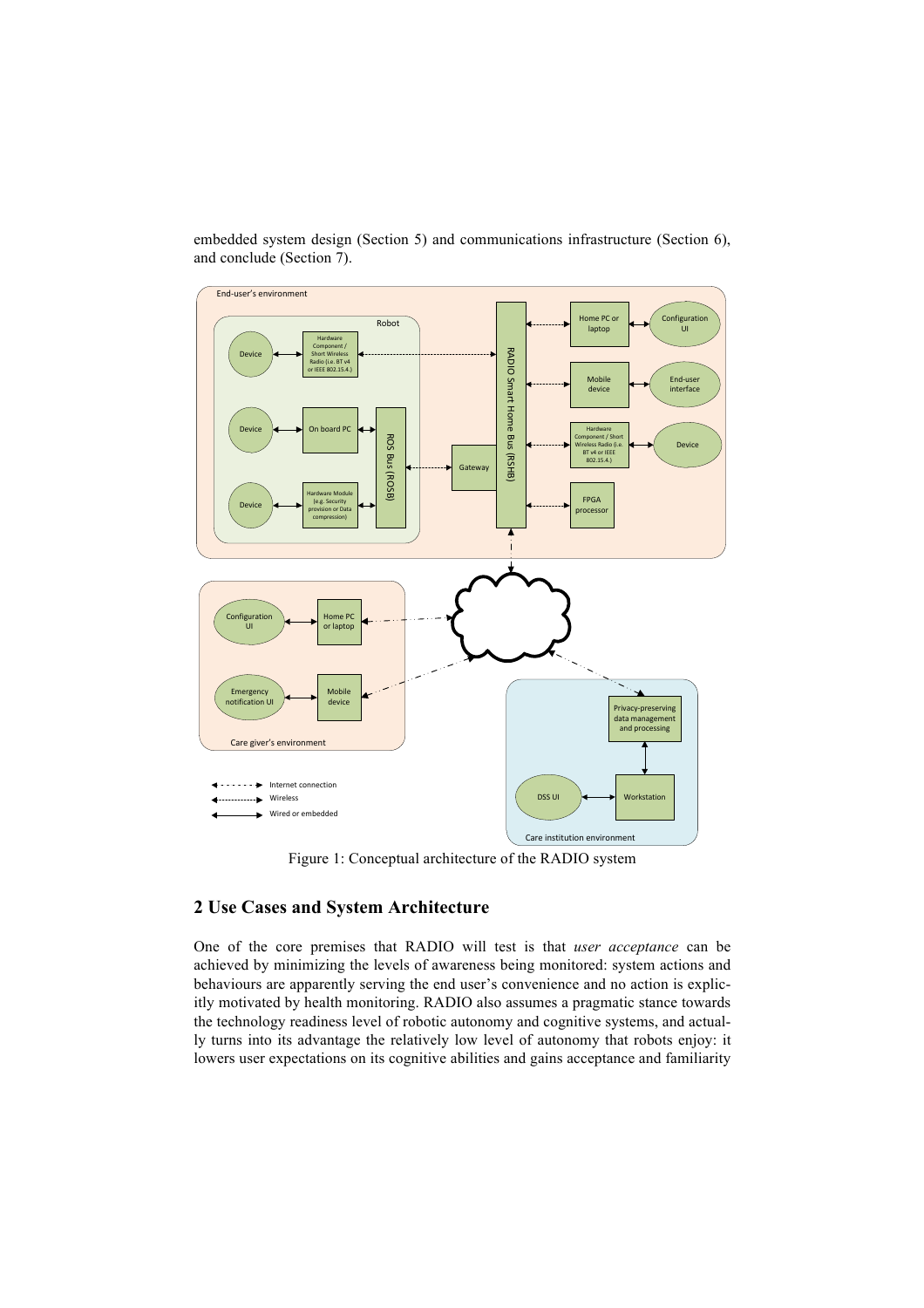embedded system design (Section 5) and communications infrastructure (Section 6), and conclude (Section 7).

Figure 1: Conceptual architecture of the RADIO system

## 2 Use Cases and System Architecture

One of the core premises that RADIO will test is that *user acceptance* can be achieved by minimizing the levels of awareness being monitored: system actions and behaviours are apparently serving the end user's convenience and no action is explicitly motivated by health monitoring. RADIO also assumes a pragmatic stance towards the technology readiness level of robotic autonomy and cognitive systems, and actually turns into its advantage the relatively low level of autonomy that robots enjoy: it lowers user expectations on its cognitive abilities and gains acceptance and familiarity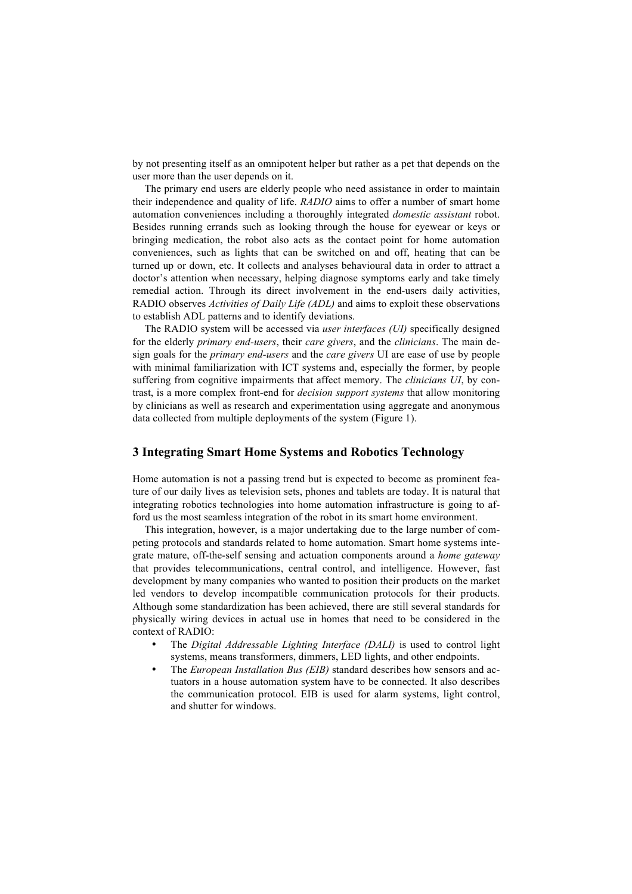by not presenting itself as an omnipotent helper but rather as a pet that depends on the user more than the user depends on it.

The primary end users are elderly people who need assistance in order to maintain their independence and quality of life. *RADIO* aims to offer a number of smart home automation conveniences including a thoroughly integrated *domestic assistant* robot. Besides running errands such as looking through the house for eyewear or keys or bringing medication, the robot also acts as the contact point for home automation conveniences, such as lights that can be switched on and off, heating that can be turned up or down, etc. It collects and analyses behavioural data in order to attract a doctor's attention when necessary, helping diagnose symptoms early and take timely remedial action. Through its direct involvement in the end-users daily activities, RADIO observes *Activities of Daily Life (ADL)* and aims to exploit these observations to establish ADL patterns and to identify deviations.

The RADIO system will be accessed via *user interfaces (UI)* specifically designed for the elderly *primary end-users*, their *care givers*, and the *clinicians*. The main design goals for the *primary end-users* and the *care givers* UI are ease of use by people with minimal familiarization with ICT systems and, especially the former, by people suffering from cognitive impairments that affect memory. The *clinicians UI*, by contrast, is a more complex front-end for *decision support systems* that allow monitoring by clinicians as well as research and experimentation using aggregate and anonymous data collected from multiple deployments of the system (Figure 1).

## 3 Integrating Smart Home Systems and Robotics Technology

Home automation is not a passing trend but is expected to become as prominent feature of our daily lives as television sets, phones and tablets are today. It is natural that integrating robotics technologies into home automation infrastructure is going to afford us the most seamless integration of the robot in its smart home environment.

This integration, however, is a major undertaking due to the large number of competing protocols and standards related to home automation. Smart home systems integrate mature, off-the-self sensing and actuation components around a *home gateway* that provides telecommunications, central control, and intelligence. However, fast development by many companies who wanted to position their products on the market led vendors to develop incompatible communication protocols for their products. Although some standardization has been achieved, there are still several standards for physically wiring devices in actual use in homes that need to be considered in the context of RADIO:

- The *Digital Addressable Lighting Interface (DALI)* is used to control light systems, means transformers, dimmers, LED lights, and other endpoints.
- The *European Installation Bus (EIB)* standard describes how sensors and actuators in a house automation system have to be connected. It also describes the communication protocol. EIB is used for alarm systems, light control, and shutter for windows.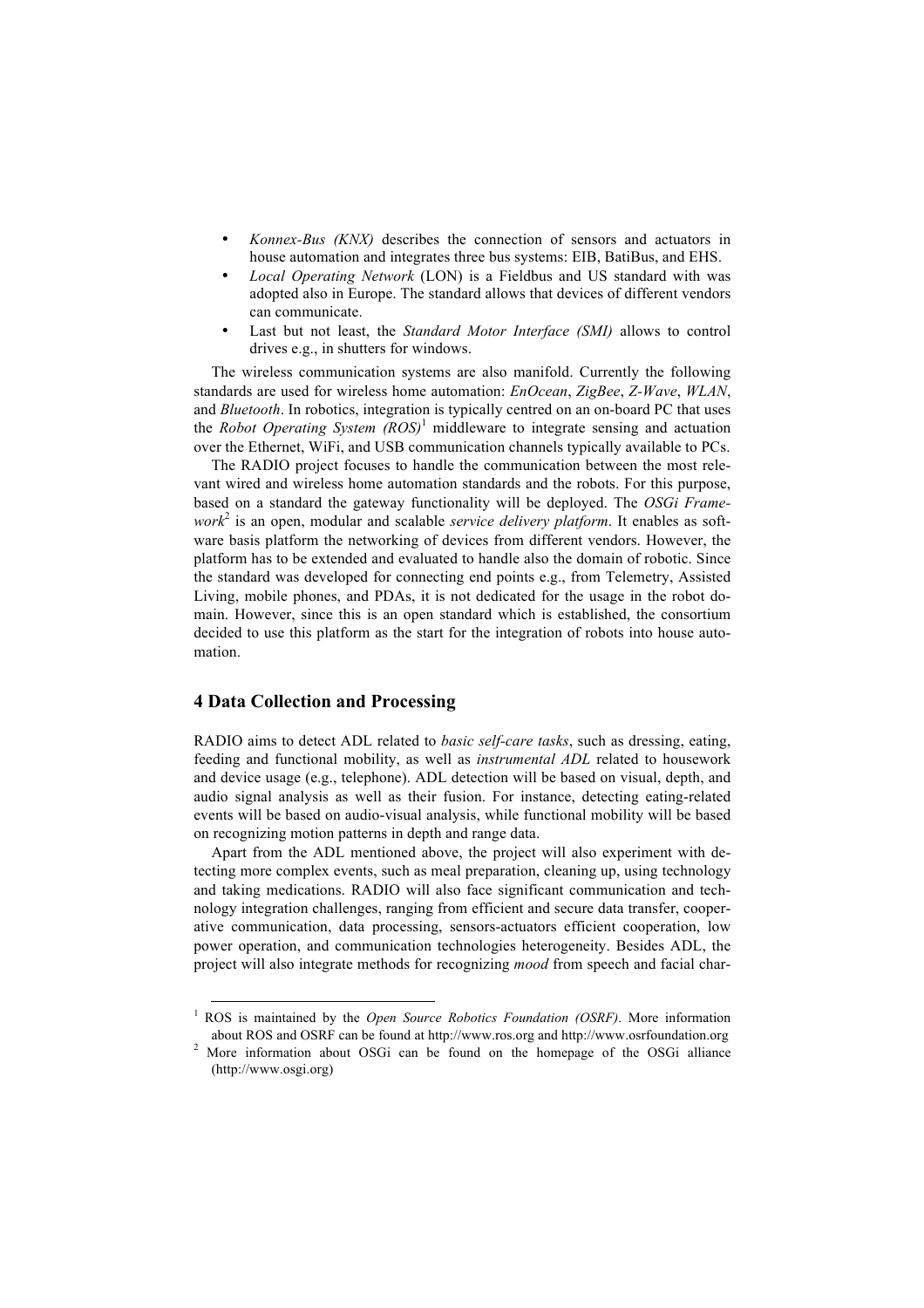- *Konnex-Bus (KNX)* describes the connection of sensors and actuators in house automation and integrates three bus systems: EIB, BatiBus, and EHS.
- *Local Operating Network* (LON) is a Fieldbus and US standard with was adopted also in Europe. The standard allows that devices of different vendors can communicate.
- Last but not least, the *Standard Motor Interface (SMI)* allows to control drives e.g., in shutters for windows.

The wireless communication systems are also manifold. Currently the following standards are used for wireless home automation: *EnOcean*, *ZigBee*, *Z-Wave*, *WLAN*, and *Bluetooth*. In robotics, integration is typically centred on an on-board PC that uses the *Robot Operating System (ROS)*[1] middleware to integrate sensing and actuation over the Ethernet, WiFi, and USB communication channels typically available to PCs.

The RADIO project focuses to handle the communication between the most relevant wired and wireless home automation standards and the robots. For this purpose, based on a standard the gateway functionality will be deployed. The *OSGi Framework*[2] is an open, modular and scalable *service delivery platform*. It enables as software basis platform the networking of devices from different vendors. However, the platform has to be extended and evaluated to handle also the domain of robotic. Since the standard was developed for connecting end points e.g., from Telemetry, Assisted Living, mobile phones, and PDAs, it is not dedicated for the usage in the robot domain. However, since this is an open standard which is established, the consortium decided to use this platform as the start for the integration of robots into house automation.

## 4 Data Collection and Processing

RADIO aims to detect ADL related to *basic self-care tasks*, such as dressing, eating, feeding and functional mobility, as well as *instrumental ADL* related to housework and device usage (e.g., telephone). ADL detection will be based on visual, depth, and audio signal analysis as well as their fusion. For instance, detecting eating-related events will be based on audio-visual analysis, while functional mobility will be based on recognizing motion patterns in depth and range data.

Apart from the ADL mentioned above, the project will also experiment with detecting more complex events, such as meal preparation, cleaning up, using technology and taking medications. RADIO will also face significant communication and technology integration challenges, ranging from efficient and secure data transfer, cooperative communication, data processing, sensors-actuators efficient cooperation, low power operation, and communication technologies heterogeneity. Besides ADL, the project will also integrate methods for recognizing *mood* from speech and facial char-

---

[1] ROS is maintained by the *Open Source Robotics Foundation (OSRF)*. More information about ROS and OSRF can be found at http://www.ros.org and http://www.osrfoundation.org

[2] More information about OSGi can be found on the homepage of the OSGi alliance (http://www.osgi.org)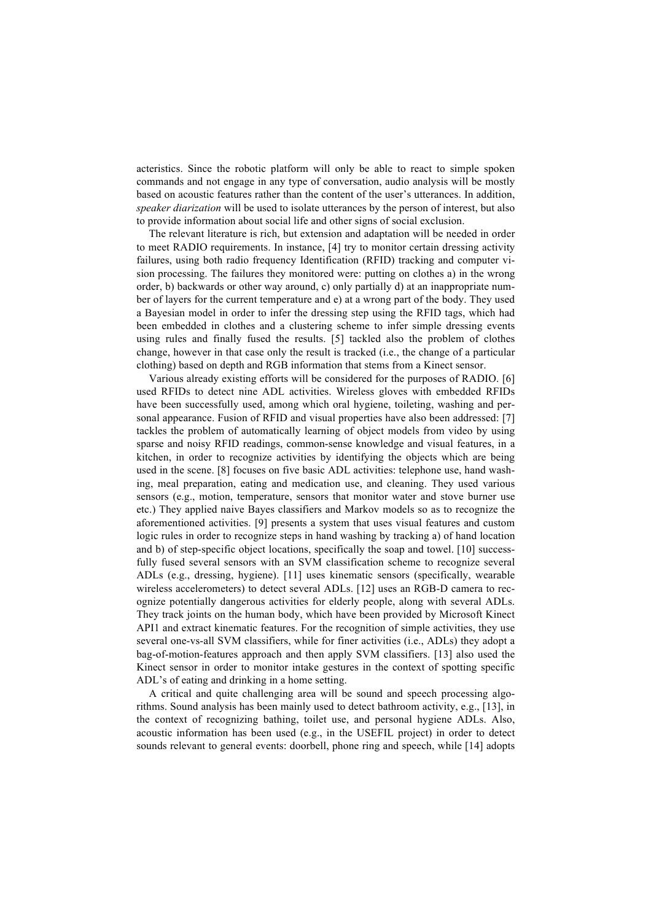acteristics. Since the robotic platform will only be able to react to simple spoken commands and not engage in any type of conversation, audio analysis will be mostly based on acoustic features rather than the content of the user's utterances. In addition, *speaker diarization* will be used to isolate utterances by the person of interest, but also to provide information about social life and other signs of social exclusion.

The relevant literature is rich, but extension and adaptation will be needed in order to meet RADIO requirements. In instance, [4] try to monitor certain dressing activity failures, using both radio frequency Identification (RFID) tracking and computer vision processing. The failures they monitored were: putting on clothes a) in the wrong order, b) backwards or other way around, c) only partially d) at an inappropriate number of layers for the current temperature and e) at a wrong part of the body. They used a Bayesian model in order to infer the dressing step using the RFID tags, which had been embedded in clothes and a clustering scheme to infer simple dressing events using rules and finally fused the results. [5] tackled also the problem of clothes change, however in that case only the result is tracked (i.e., the change of a particular clothing) based on depth and RGB information that stems from a Kinect sensor.

Various already existing efforts will be considered for the purposes of RADIO. [6] used RFIDs to detect nine ADL activities. Wireless gloves with embedded RFIDs have been successfully used, among which oral hygiene, toileting, washing and personal appearance. Fusion of RFID and visual properties have also been addressed: [7] tackles the problem of automatically learning of object models from video by using sparse and noisy RFID readings, common-sense knowledge and visual features, in a kitchen, in order to recognize activities by identifying the objects which are being used in the scene. [8] focuses on five basic ADL activities: telephone use, hand washing, meal preparation, eating and medication use, and cleaning. They used various sensors (e.g., motion, temperature, sensors that monitor water and stove burner use etc.) They applied naive Bayes classifiers and Markov models so as to recognize the aforementioned activities. [9] presents a system that uses visual features and custom logic rules in order to recognize steps in hand washing by tracking a) of hand location and b) of step-specific object locations, specifically the soap and towel. [10] successfully fused several sensors with an SVM classification scheme to recognize several ADLs (e.g., dressing, hygiene). [11] uses kinematic sensors (specifically, wearable wireless accelerometers) to detect several ADLs. [12] uses an RGB-D camera to recognize potentially dangerous activities for elderly people, along with several ADLs. They track joints on the human body, which have been provided by Microsoft Kinect API1 and extract kinematic features. For the recognition of simple activities, they use several one-vs-all SVM classifiers, while for finer activities (i.e., ADLs) they adopt a bag-of-motion-features approach and then apply SVM classifiers. [13] also used the Kinect sensor in order to monitor intake gestures in the context of spotting specific ADL's of eating and drinking in a home setting.

A critical and quite challenging area will be sound and speech processing algorithms. Sound analysis has been mainly used to detect bathroom activity, e.g., [13], in the context of recognizing bathing, toilet use, and personal hygiene ADLs. Also, acoustic information has been used (e.g., in the USEFIL project) in order to detect sounds relevant to general events: doorbell, phone ring and speech, while [14] adopts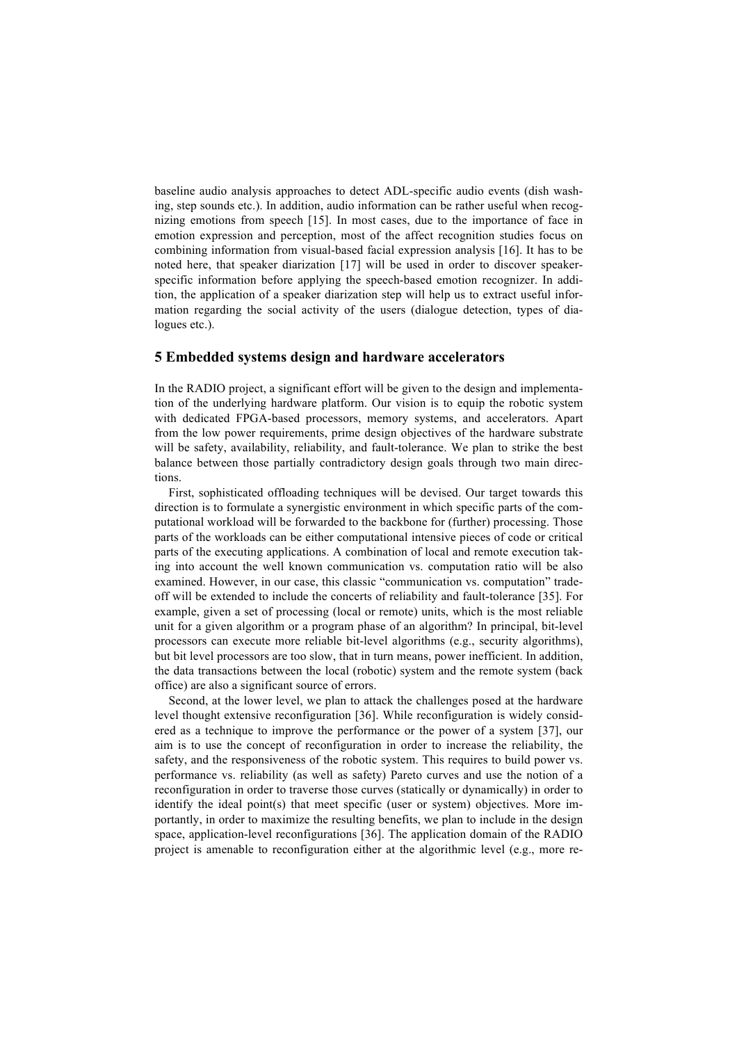baseline audio analysis approaches to detect ADL-specific audio events (dish washing, step sounds etc.). In addition, audio information can be rather useful when recognizing emotions from speech [15]. In most cases, due to the importance of face in emotion expression and perception, most of the affect recognition studies focus on combining information from visual-based facial expression analysis [16]. It has to be noted here, that speaker diarization [17] will be used in order to discover speaker-specific information before applying the speech-based emotion recognizer. In addition, the application of a speaker diarization step will help us to extract useful information regarding the social activity of the users (dialogue detection, types of dialogues etc.).

## 5 Embedded systems design and hardware accelerators

In the RADIO project, a significant effort will be given to the design and implementation of the underlying hardware platform. Our vision is to equip the robotic system with dedicated FPGA-based processors, memory systems, and accelerators. Apart from the low power requirements, prime design objectives of the hardware substrate will be safety, availability, reliability, and fault-tolerance. We plan to strike the best balance between those partially contradictory design goals through two main directions.

First, sophisticated offloading techniques will be devised. Our target towards this direction is to formulate a synergistic environment in which specific parts of the computational workload will be forwarded to the backbone for (further) processing. Those parts of the workloads can be either computational intensive pieces of code or critical parts of the executing applications. A combination of local and remote execution taking into account the well known communication vs. computation ratio will be also examined. However, in our case, this classic "communication vs. computation" trade-off will be extended to include the concerts of reliability and fault-tolerance [35]. For example, given a set of processing (local or remote) units, which is the most reliable unit for a given algorithm or a program phase of an algorithm? In principal, bit-level processors can execute more reliable bit-level algorithms (e.g., security algorithms), but bit level processors are too slow, that in turn means, power inefficient. In addition, the data transactions between the local (robotic) system and the remote system (back office) are also a significant source of errors.

Second, at the lower level, we plan to attack the challenges posed at the hardware level thought extensive reconfiguration [36]. While reconfiguration is widely considered as a technique to improve the performance or the power of a system [37], our aim is to use the concept of reconfiguration in order to increase the reliability, the safety, and the responsiveness of the robotic system. This requires to build power vs. performance vs. reliability (as well as safety) Pareto curves and use the notion of a reconfiguration in order to traverse those curves (statically or dynamically) in order to identify the ideal point(s) that meet specific (user or system) objectives. More importantly, in order to maximize the resulting benefits, we plan to include in the design space, application-level reconfigurations [36]. The application domain of the RADIO project is amenable to reconfiguration either at the algorithmic level (e.g., more re-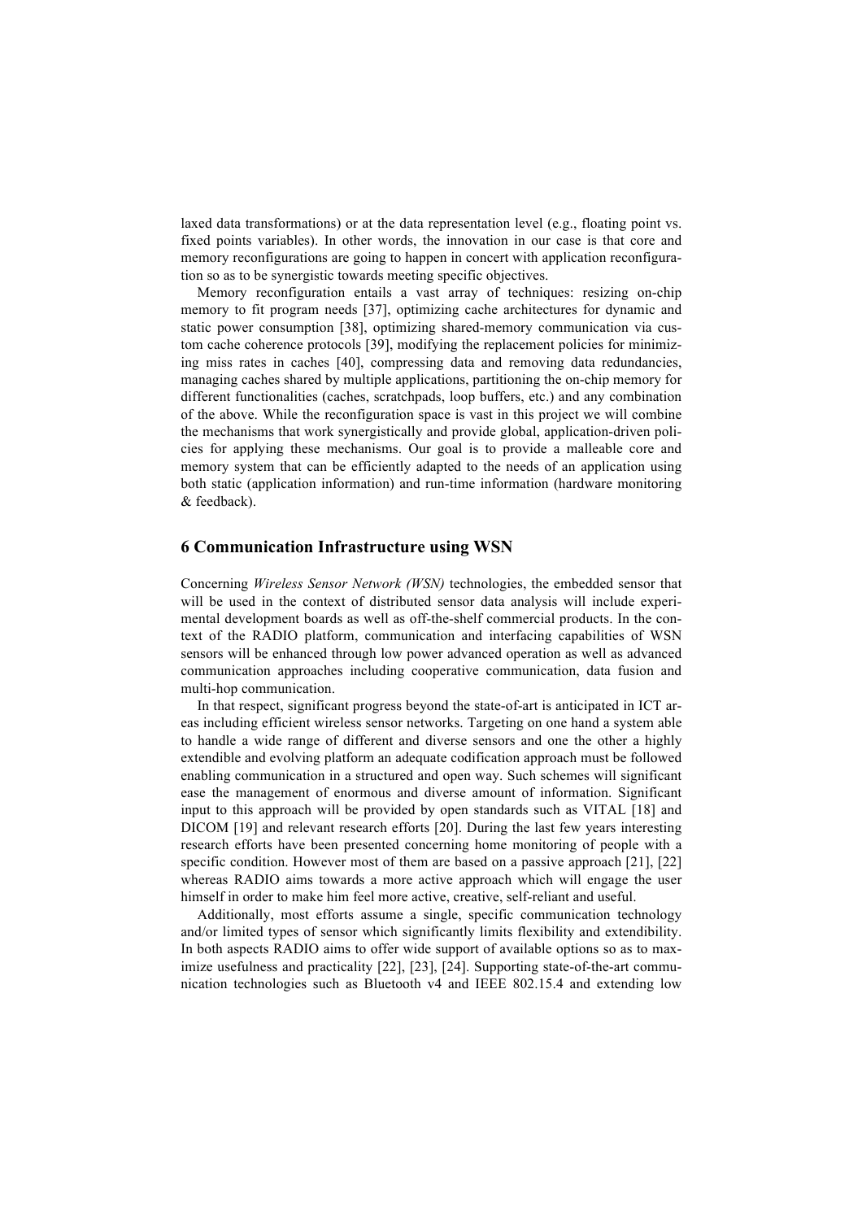laxed data transformations) or at the data representation level (e.g., floating point vs. fixed points variables). In other words, the innovation in our case is that core and memory reconfigurations are going to happen in concert with application reconfiguration so as to be synergistic towards meeting specific objectives.

Memory reconfiguration entails a vast array of techniques: resizing on-chip memory to fit program needs [37], optimizing cache architectures for dynamic and static power consumption [38], optimizing shared-memory communication via custom cache coherence protocols [39], modifying the replacement policies for minimizing miss rates in caches [40], compressing data and removing data redundancies, managing caches shared by multiple applications, partitioning the on-chip memory for different functionalities (caches, scratchpads, loop buffers, etc.) and any combination of the above. While the reconfiguration space is vast in this project we will combine the mechanisms that work synergistically and provide global, application-driven policies for applying these mechanisms. Our goal is to provide a malleable core and memory system that can be efficiently adapted to the needs of an application using both static (application information) and run-time information (hardware monitoring & feedback).

## 6 Communication Infrastructure using WSN

Concerning *Wireless Sensor Network (WSN)* technologies, the embedded sensor that will be used in the context of distributed sensor data analysis will include experimental development boards as well as off-the-shelf commercial products. In the context of the RADIO platform, communication and interfacing capabilities of WSN sensors will be enhanced through low power advanced operation as well as advanced communication approaches including cooperative communication, data fusion and multi-hop communication.

In that respect, significant progress beyond the state-of-art is anticipated in ICT areas including efficient wireless sensor networks. Targeting on one hand a system able to handle a wide range of different and diverse sensors and one the other a highly extendible and evolving platform an adequate codification approach must be followed enabling communication in a structured and open way. Such schemes will significant ease the management of enormous and diverse amount of information. Significant input to this approach will be provided by open standards such as VITAL [18] and DICOM [19] and relevant research efforts [20]. During the last few years interesting research efforts have been presented concerning home monitoring of people with a specific condition. However most of them are based on a passive approach [21], [22] whereas RADIO aims towards a more active approach which will engage the user himself in order to make him feel more active, creative, self-reliant and useful.

Additionally, most efforts assume a single, specific communication technology and/or limited types of sensor which significantly limits flexibility and extendibility. In both aspects RADIO aims to offer wide support of available options so as to maximize usefulness and practicality [22], [23], [24]. Supporting state-of-the-art communication technologies such as Bluetooth v4 and IEEE 802.15.4 and extending low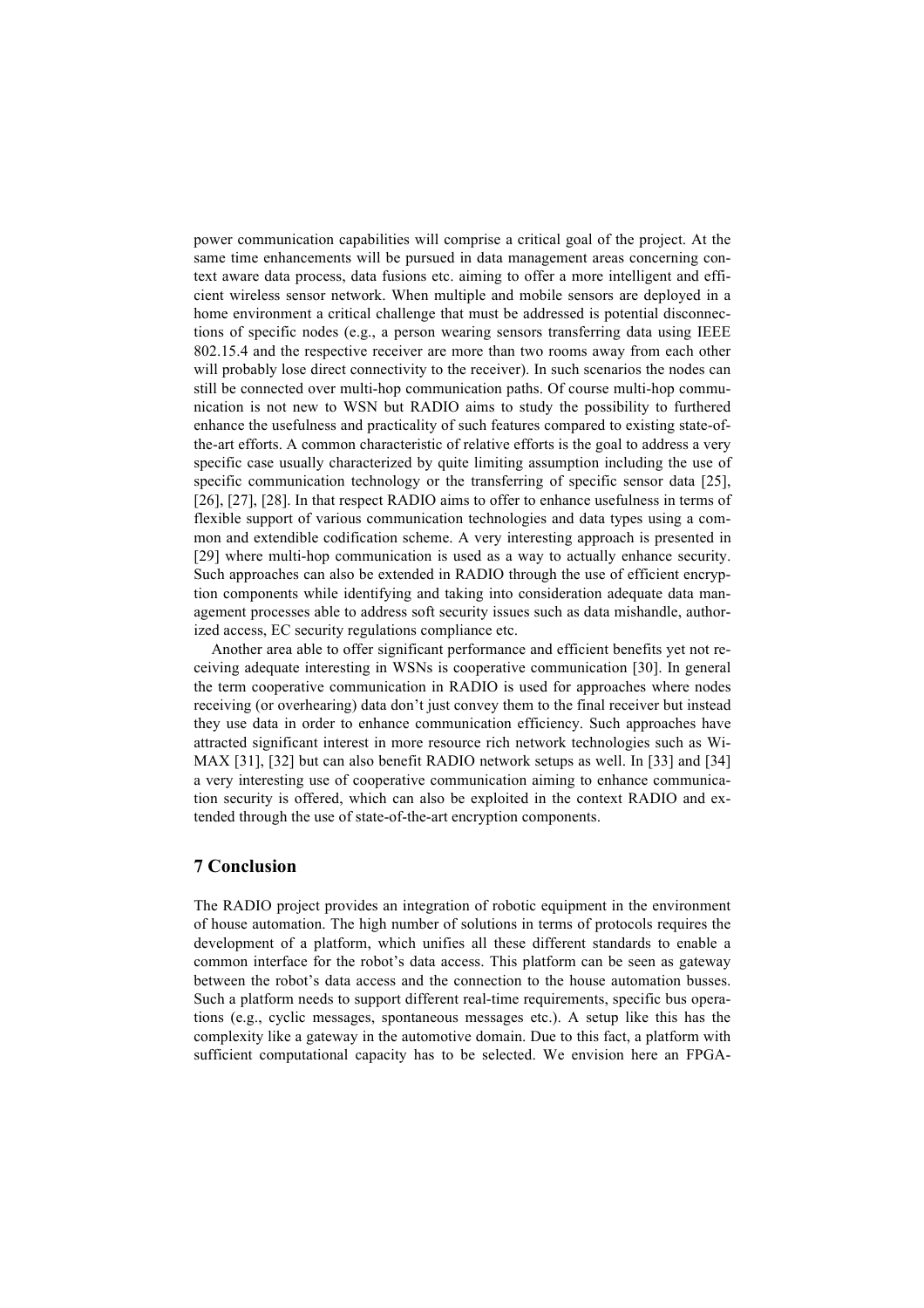power communication capabilities will comprise a critical goal of the project. At the same time enhancements will be pursued in data management areas concerning context aware data process, data fusions etc. aiming to offer a more intelligent and efficient wireless sensor network. When multiple and mobile sensors are deployed in a home environment a critical challenge that must be addressed is potential disconnections of specific nodes (e.g., a person wearing sensors transferring data using IEEE 802.15.4 and the respective receiver are more than two rooms away from each other will probably lose direct connectivity to the receiver). In such scenarios the nodes can still be connected over multi-hop communication paths. Of course multi-hop communication is not new to WSN but RADIO aims to study the possibility to furthered enhance the usefulness and practicality of such features compared to existing state-of-the-art efforts. A common characteristic of relative efforts is the goal to address a very specific case usually characterized by quite limiting assumption including the use of specific communication technology or the transferring of specific sensor data [25], [26], [27], [28]. In that respect RADIO aims to offer to enhance usefulness in terms of flexible support of various communication technologies and data types using a common and extendible codification scheme. A very interesting approach is presented in [29] where multi-hop communication is used as a way to actually enhance security. Such approaches can also be extended in RADIO through the use of efficient encryption components while identifying and taking into consideration adequate data management processes able to address soft security issues such as data mishandle, authorized access, EC security regulations compliance etc.

Another area able to offer significant performance and efficient benefits yet not receiving adequate interesting in WSNs is cooperative communication [30]. In general the term cooperative communication in RADIO is used for approaches where nodes receiving (or overhearing) data don't just convey them to the final receiver but instead they use data in order to enhance communication efficiency. Such approaches have attracted significant interest in more resource rich network technologies such as Wi-MAX [31], [32] but can also benefit RADIO network setups as well. In [33] and [34] a very interesting use of cooperative communication aiming to enhance communication security is offered, which can also be exploited in the context RADIO and extended through the use of state-of-the-art encryption components.

## 7 Conclusion

The RADIO project provides an integration of robotic equipment in the environment of house automation. The high number of solutions in terms of protocols requires the development of a platform, which unifies all these different standards to enable a common interface for the robot's data access. This platform can be seen as gateway between the robot's data access and the connection to the house automation busses. Such a platform needs to support different real-time requirements, specific bus operations (e.g., cyclic messages, spontaneous messages etc.). A setup like this has the complexity like a gateway in the automotive domain. Due to this fact, a platform with sufficient computational capacity has to be selected. We envision here an FPGA-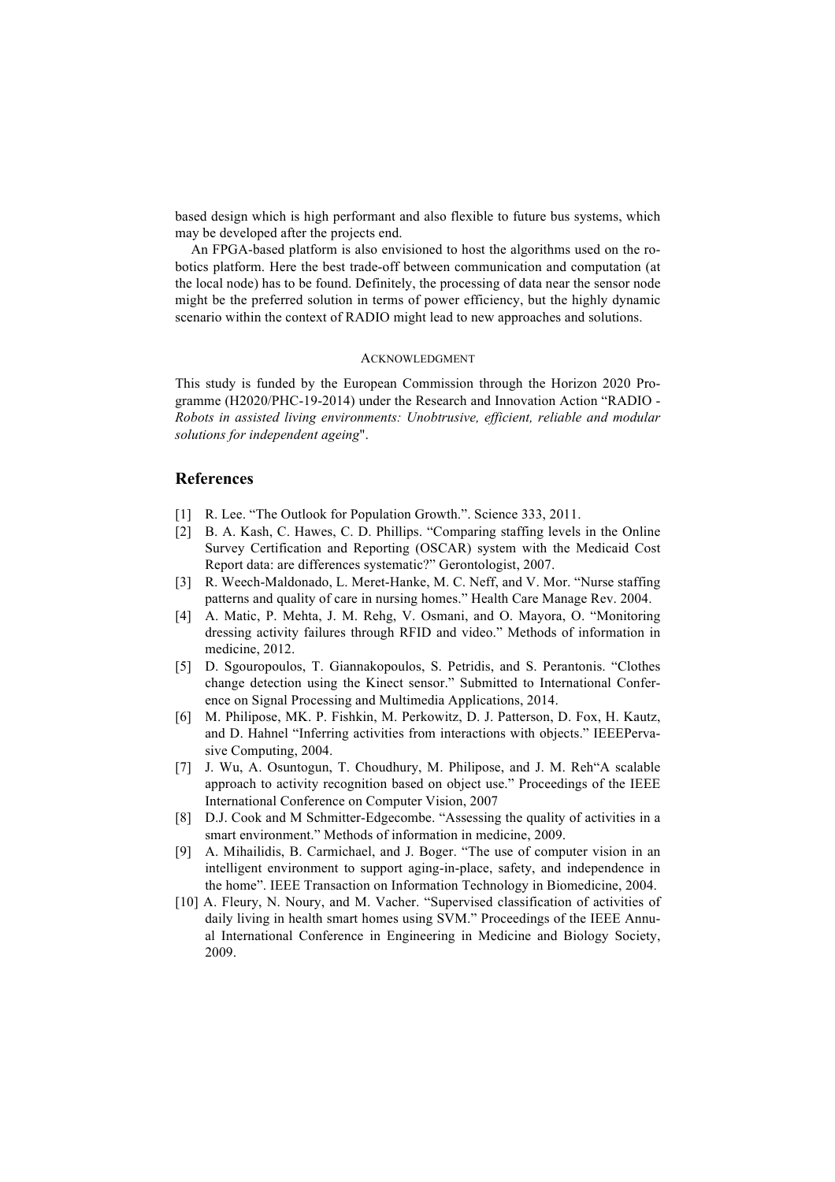based design which is high performant and also flexible to future bus systems, which may be developed after the projects end.

An FPGA-based platform is also envisioned to host the algorithms used on the robotics platform. Here the best trade-off between communication and computation (at the local node) has to be found. Definitely, the processing of data near the sensor node might be the preferred solution in terms of power efficiency, but the highly dynamic scenario within the context of RADIO might lead to new approaches and solutions.

### Acknowledgment

This study is funded by the European Commission through the Horizon 2020 Programme (H2020/PHC-19-2014) under the Research and Innovation Action "RADIO - *Robots in assisted living environments: Unobtrusive, efficient, reliable and modular solutions for independent ageing*".

## References

[1] R. Lee. "The Outlook for Population Growth.". Science 333, 2011.

[2] B. A. Kash, C. Hawes, C. D. Phillips. "Comparing staffing levels in the Online Survey Certification and Reporting (OSCAR) system with the Medicaid Cost Report data: are differences systematic?" Gerontologist, 2007.

[3] R. Weech-Maldonado, L. Meret-Hanke, M. C. Neff, and V. Mor. "Nurse staffing patterns and quality of care in nursing homes." Health Care Manage Rev. 2004.

[4] A. Matic, P. Mehta, J. M. Rehg, V. Osmani, and O. Mayora, O. "Monitoring dressing activity failures through RFID and video." Methods of information in medicine, 2012.

[5] D. Sgouropoulos, T. Giannakopoulos, S. Petridis, and S. Perantonis. "Clothes change detection using the Kinect sensor." Submitted to International Conference on Signal Processing and Multimedia Applications, 2014.

[6] M. Philipose, MK. P. Fishkin, M. Perkowitz, D. J. Patterson, D. Fox, H. Kautz, and D. Hahnel "Inferring activities from interactions with objects." IEEEPervasive Computing, 2004.

[7] J. Wu, A. Osuntogun, T. Choudhury, M. Philipose, and J. M. Reh"A scalable approach to activity recognition based on object use." Proceedings of the IEEE International Conference on Computer Vision, 2007

[8] D.J. Cook and M Schmitter-Edgecombe. "Assessing the quality of activities in a smart environment." Methods of information in medicine, 2009.

[9] A. Mihailidis, B. Carmichael, and J. Boger. "The use of computer vision in an intelligent environment to support aging-in-place, safety, and independence in the home". IEEE Transaction on Information Technology in Biomedicine, 2004.

[10] A. Fleury, N. Noury, and M. Vacher. "Supervised classification of activities of daily living in health smart homes using SVM." Proceedings of the IEEE Annual International Conference in Engineering in Medicine and Biology Society, 2009.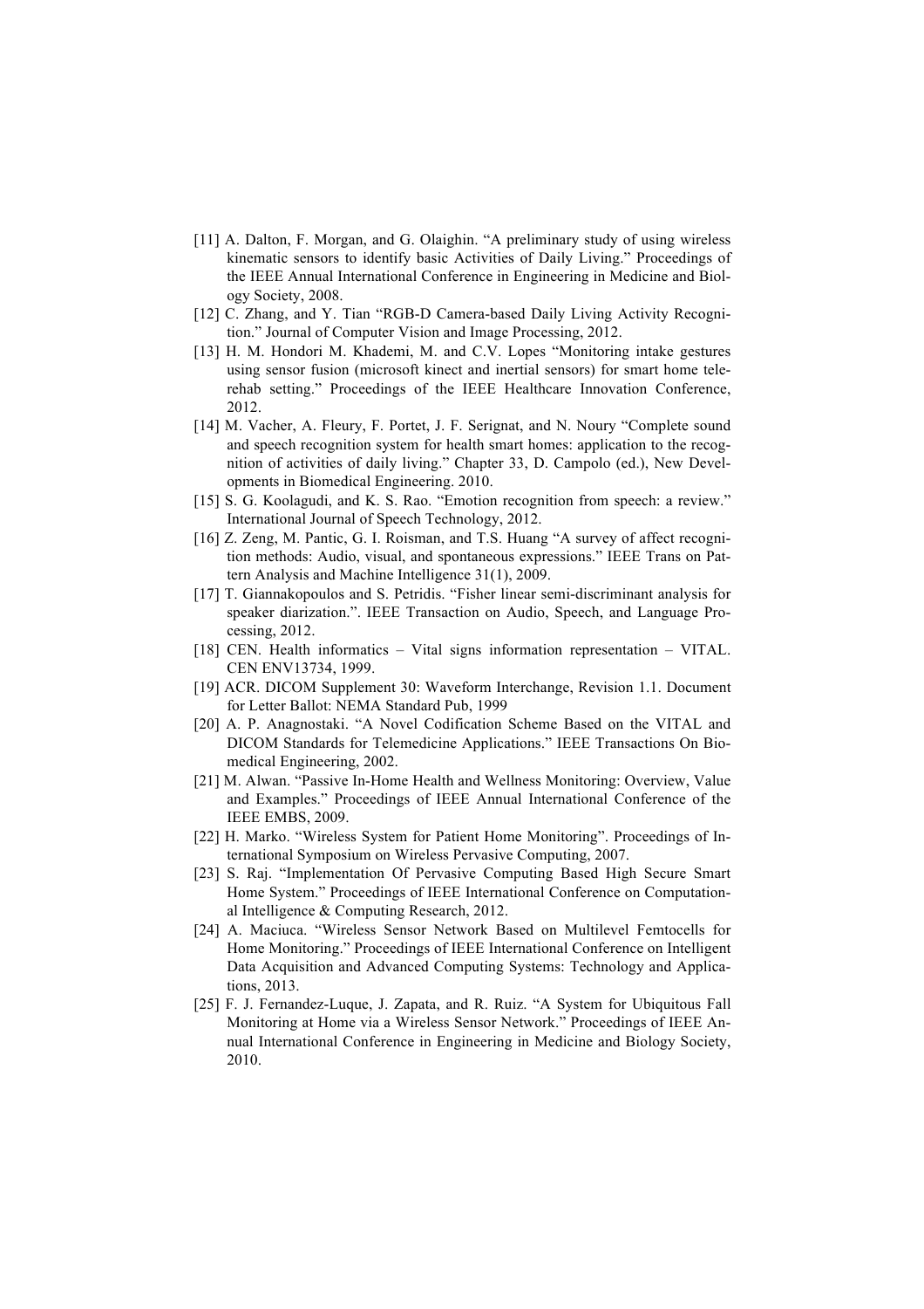[11] A. Dalton, F. Morgan, and G. Olaighin. “A preliminary study of using wireless kinematic sensors to identify basic Activities of Daily Living.” Proceedings of the IEEE Annual International Conference in Engineering in Medicine and Biology Society, 2008.

[12] C. Zhang, and Y. Tian “RGB-D Camera-based Daily Living Activity Recognition.” Journal of Computer Vision and Image Processing, 2012.

[13] H. M. Hondori M. Khademi, M. and C.V. Lopes “Monitoring intake gestures using sensor fusion (microsoft kinect and inertial sensors) for smart home telerehab setting.” Proceedings of the IEEE Healthcare Innovation Conference, 2012.

[14] M. Vacher, A. Fleury, F. Portet, J. F. Serignat, and N. Noury “Complete sound and speech recognition system for health smart homes: application to the recognition of activities of daily living.” Chapter 33, D. Campolo (ed.), New Developments in Biomedical Engineering. 2010.

[15] S. G. Koolagudi, and K. S. Rao. “Emotion recognition from speech: a review.” International Journal of Speech Technology, 2012.

[16] Z. Zeng, M. Pantic, G. I. Roisman, and T.S. Huang “A survey of affect recognition methods: Audio, visual, and spontaneous expressions.” IEEE Trans on Pattern Analysis and Machine Intelligence 31(1), 2009.

[17] T. Giannakopoulos and S. Petridis. “Fisher linear semi-discriminant analysis for speaker diarization.”. IEEE Transaction on Audio, Speech, and Language Processing, 2012.

[18] CEN. Health informatics – Vital signs information representation – VITAL. CEN ENV13734, 1999.

[19] ACR. DICOM Supplement 30: Waveform Interchange, Revision 1.1. Document for Letter Ballot: NEMA Standard Pub, 1999

[20] A. P. Anagnostaki. “A Novel Codification Scheme Based on the VITAL and DICOM Standards for Telemedicine Applications.” IEEE Transactions On Biomedical Engineering, 2002.

[21] M. Alwan. “Passive In-Home Health and Wellness Monitoring: Overview, Value and Examples.” Proceedings of IEEE Annual International Conference of the IEEE EMBS, 2009.

[22] H. Marko. “Wireless System for Patient Home Monitoring”. Proceedings of International Symposium on Wireless Pervasive Computing, 2007.

[23] S. Raj. “Implementation Of Pervasive Computing Based High Secure Smart Home System.” Proceedings of IEEE International Conference on Computational Intelligence & Computing Research, 2012.

[24] A. Maciuca. “Wireless Sensor Network Based on Multilevel Femtocells for Home Monitoring.” Proceedings of IEEE International Conference on Intelligent Data Acquisition and Advanced Computing Systems: Technology and Applications, 2013.

[25] F. J. Fernandez-Luque, J. Zapata, and R. Ruiz. “A System for Ubiquitous Fall Monitoring at Home via a Wireless Sensor Network.” Proceedings of IEEE Annual International Conference in Engineering in Medicine and Biology Society, 2010.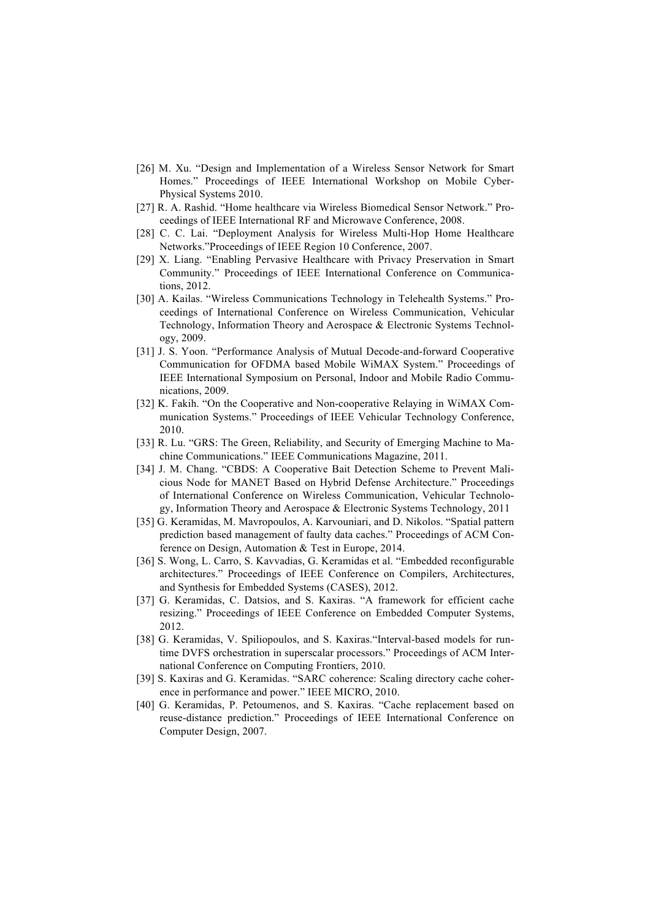[26] M. Xu. “Design and Implementation of a Wireless Sensor Network for Smart Homes.” Proceedings of IEEE International Workshop on Mobile Cyber-Physical Systems 2010.

[27] R. A. Rashid. “Home healthcare via Wireless Biomedical Sensor Network.” Proceedings of IEEE International RF and Microwave Conference, 2008.

[28] C. C. Lai. “Deployment Analysis for Wireless Multi-Hop Home Healthcare Networks.”Proceedings of IEEE Region 10 Conference, 2007.

[29] X. Liang. “Enabling Pervasive Healthcare with Privacy Preservation in Smart Community.” Proceedings of IEEE International Conference on Communications, 2012.

[30] A. Kailas. “Wireless Communications Technology in Telehealth Systems.” Proceedings of International Conference on Wireless Communication, Vehicular Technology, Information Theory and Aerospace & Electronic Systems Technology, 2009.

[31] J. S. Yoon. “Performance Analysis of Mutual Decode-and-forward Cooperative Communication for OFDMA based Mobile WiMAX System.” Proceedings of IEEE International Symposium on Personal, Indoor and Mobile Radio Communications, 2009.

[32] K. Fakih. “On the Cooperative and Non-cooperative Relaying in WiMAX Communication Systems.” Proceedings of IEEE Vehicular Technology Conference, 2010.

[33] R. Lu. “GRS: The Green, Reliability, and Security of Emerging Machine to Machine Communications.” IEEE Communications Magazine, 2011.

[34] J. M. Chang. “CBDS: A Cooperative Bait Detection Scheme to Prevent Malicious Node for MANET Based on Hybrid Defense Architecture.” Proceedings of International Conference on Wireless Communication, Vehicular Technology, Information Theory and Aerospace & Electronic Systems Technology, 2011

[35] G. Keramidas, M. Mavropoulos, A. Karvouniari, and D. Nikolos. “Spatial pattern prediction based management of faulty data caches.” Proceedings of ACM Conference on Design, Automation & Test in Europe, 2014.

[36] S. Wong, L. Carro, S. Kavvadias, G. Keramidas et al. “Embedded reconfigurable architectures.” Proceedings of IEEE Conference on Compilers, Architectures, and Synthesis for Embedded Systems (CASES), 2012.

[37] G. Keramidas, C. Datsios, and S. Kaxiras. “A framework for efficient cache resizing.” Proceedings of IEEE Conference on Embedded Computer Systems, 2012.

[38] G. Keramidas, V. Spiliopoulos, and S. Kaxiras.“Interval-based models for run-time DVFS orchestration in superscalar processors.” Proceedings of ACM International Conference on Computing Frontiers, 2010.

[39] S. Kaxiras and G. Keramidas. “SARC coherence: Scaling directory cache coherence in performance and power.” IEEE MICRO, 2010.

[40] G. Keramidas, P. Petoumenos, and S. Kaxiras. “Cache replacement based on reuse-distance prediction.” Proceedings of IEEE International Conference on Computer Design, 2007.